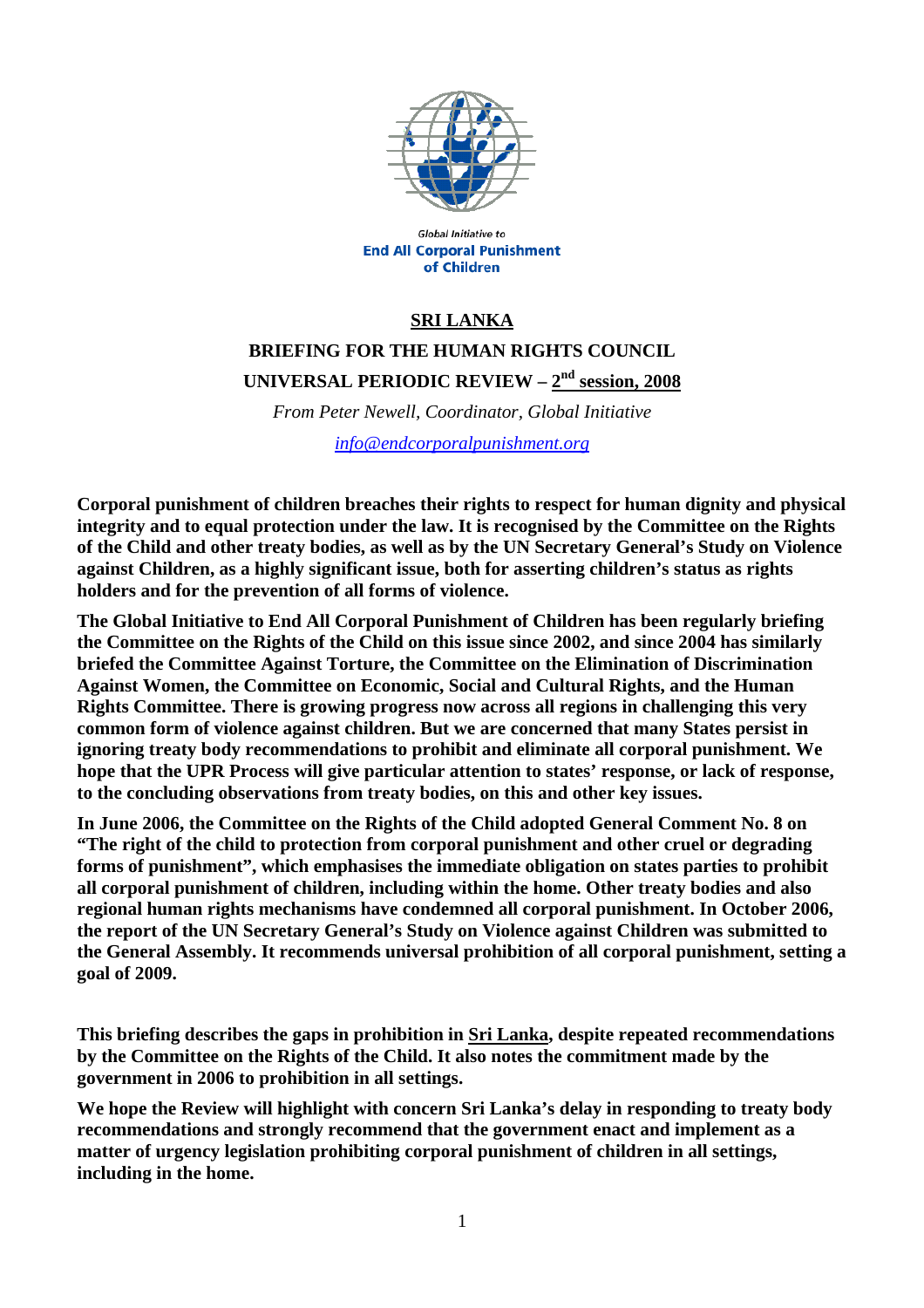Global Initiative to
**End All Corporal Punishment of Children**

# SRI LANKA

## BRIEFING FOR THE HUMAN RIGHTS COUNCIL

## UNIVERSAL PERIODIC REVIEW – 2nd session, 2008

*From Peter Newell, Coordinator, Global Initiative*

*info@endcorporalpunishment.org*

**Corporal punishment of children breaches their rights to respect for human dignity and physical integrity and to equal protection under the law. It is recognised by the Committee on the Rights of the Child and other treaty bodies, as well as by the UN Secretary General's Study on Violence against Children, as a highly significant issue, both for asserting children's status as rights holders and for the prevention of all forms of violence.**

**The Global Initiative to End All Corporal Punishment of Children has been regularly briefing the Committee on the Rights of the Child on this issue since 2002, and since 2004 has similarly briefed the Committee Against Torture, the Committee on the Elimination of Discrimination Against Women, the Committee on Economic, Social and Cultural Rights, and the Human Rights Committee. There is growing progress now across all regions in challenging this very common form of violence against children. But we are concerned that many States persist in ignoring treaty body recommendations to prohibit and eliminate all corporal punishment. We hope that the UPR Process will give particular attention to states' response, or lack of response, to the concluding observations from treaty bodies, on this and other key issues.**

**In June 2006, the Committee on the Rights of the Child adopted General Comment No. 8 on "The right of the child to protection from corporal punishment and other cruel or degrading forms of punishment", which emphasises the immediate obligation on states parties to prohibit all corporal punishment of children, including within the home. Other treaty bodies and also regional human rights mechanisms have condemned all corporal punishment. In October 2006, the report of the UN Secretary General's Study on Violence against Children was submitted to the General Assembly. It recommends universal prohibition of all corporal punishment, setting a goal of 2009.**

**This briefing describes the gaps in prohibition in Sri Lanka, despite repeated recommendations by the Committee on the Rights of the Child. It also notes the commitment made by the government in 2006 to prohibition in all settings.**

**We hope the Review will highlight with concern Sri Lanka's delay in responding to treaty body recommendations and strongly recommend that the government enact and implement as a matter of urgency legislation prohibiting corporal punishment of children in all settings, including in the home.**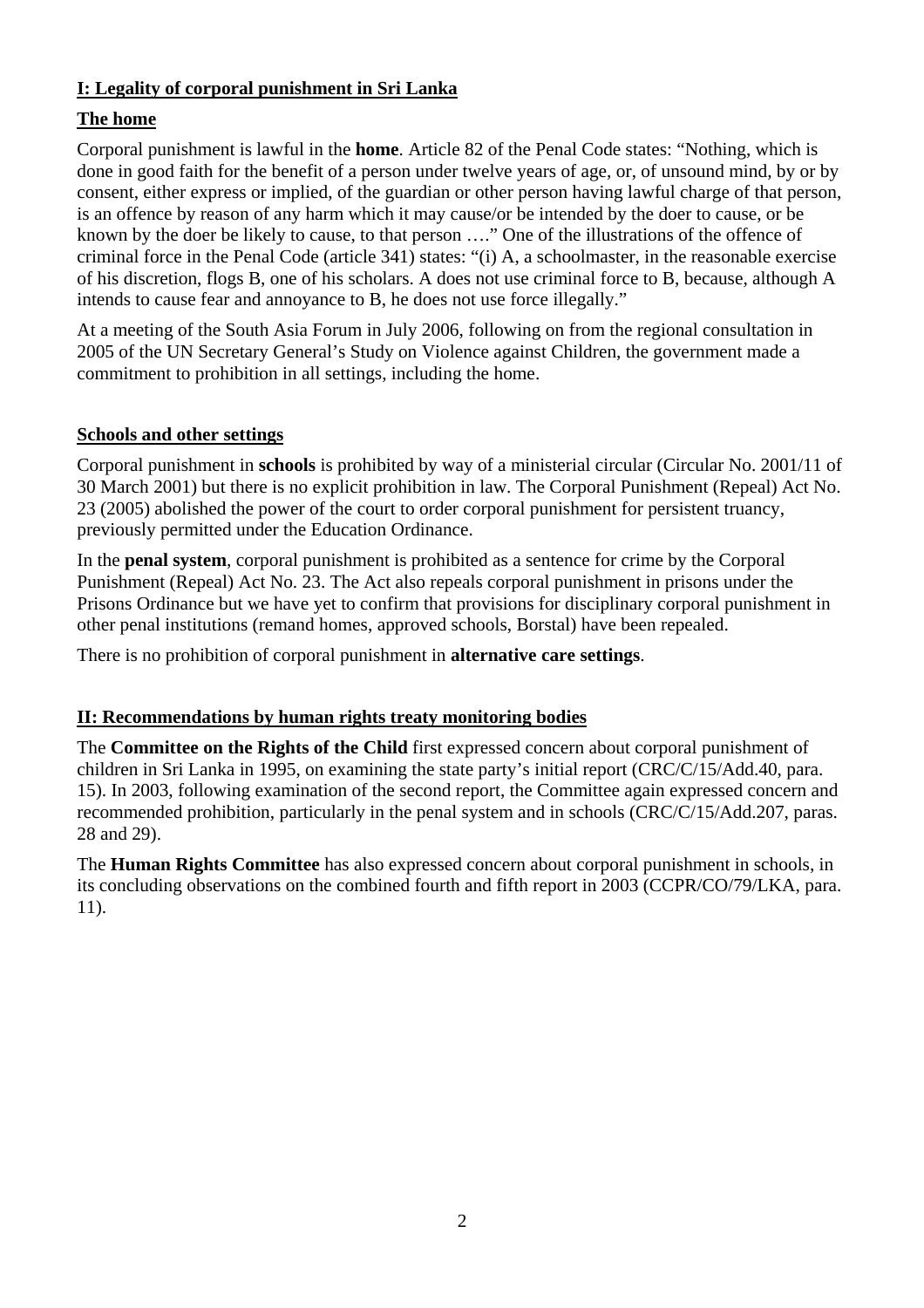## I: Legality of corporal punishment in Sri Lanka

### The home

Corporal punishment is lawful in the **home**. Article 82 of the Penal Code states: "Nothing, which is done in good faith for the benefit of a person under twelve years of age, or, of unsound mind, by or by consent, either express or implied, of the guardian or other person having lawful charge of that person, is an offence by reason of any harm which it may cause/or be intended by the doer to cause, or be known by the doer be likely to cause, to that person …." One of the illustrations of the offence of criminal force in the Penal Code (article 341) states: "(i) A, a schoolmaster, in the reasonable exercise of his discretion, flogs B, one of his scholars. A does not use criminal force to B, because, although A intends to cause fear and annoyance to B, he does not use force illegally."

At a meeting of the South Asia Forum in July 2006, following on from the regional consultation in 2005 of the UN Secretary General's Study on Violence against Children, the government made a commitment to prohibition in all settings, including the home.

### Schools and other settings

Corporal punishment in **schools** is prohibited by way of a ministerial circular (Circular No. 2001/11 of 30 March 2001) but there is no explicit prohibition in law. The Corporal Punishment (Repeal) Act No. 23 (2005) abolished the power of the court to order corporal punishment for persistent truancy, previously permitted under the Education Ordinance.

In the **penal system**, corporal punishment is prohibited as a sentence for crime by the Corporal Punishment (Repeal) Act No. 23. The Act also repeals corporal punishment in prisons under the Prisons Ordinance but we have yet to confirm that provisions for disciplinary corporal punishment in other penal institutions (remand homes, approved schools, Borstal) have been repealed.

There is no prohibition of corporal punishment in **alternative care settings**.

## II: Recommendations by human rights treaty monitoring bodies

The **Committee on the Rights of the Child** first expressed concern about corporal punishment of children in Sri Lanka in 1995, on examining the state party's initial report (CRC/C/15/Add.40, para. 15). In 2003, following examination of the second report, the Committee again expressed concern and recommended prohibition, particularly in the penal system and in schools (CRC/C/15/Add.207, paras. 28 and 29).

The **Human Rights Committee** has also expressed concern about corporal punishment in schools, in its concluding observations on the combined fourth and fifth report in 2003 (CCPR/CO/79/LKA, para. 11).